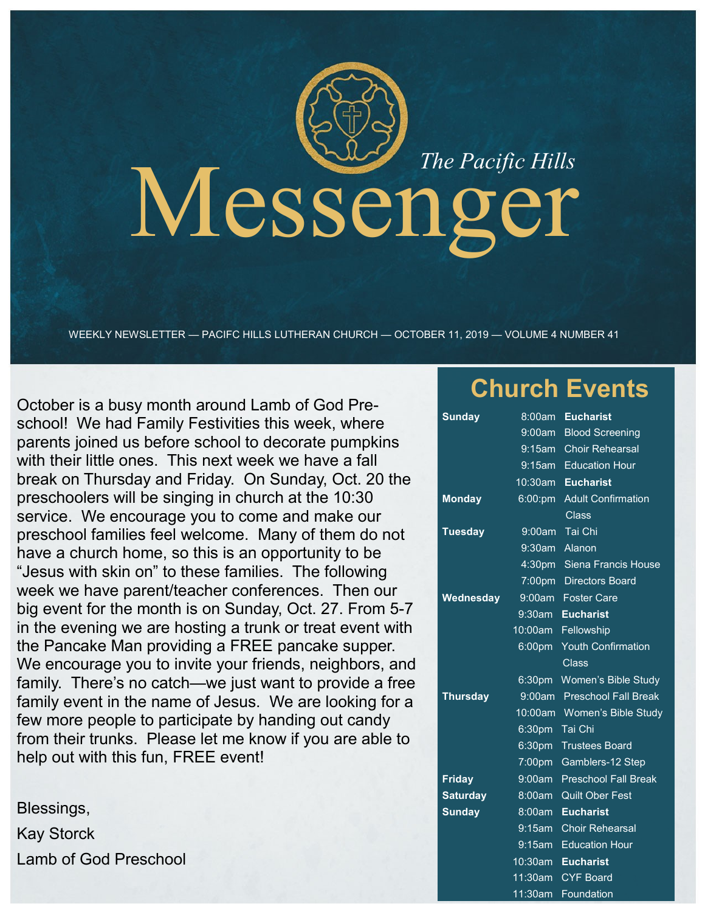# *The Pacific Hills* Messenger

WEEKLY NEWSLETTER — PACIFC HILLS LUTHERAN CHURCH — OCTOBER 11, 2019 — VOLUME 4 NUMBER 41

October is a busy month around Lamb of God Preschool! We had Family Festivities this week, where parents joined us before school to decorate pumpkins with their little ones. This next week we have a fall break on Thursday and Friday. On Sunday, Oct. 20 the preschoolers will be singing in church at the 10:30 service. We encourage you to come and make our preschool families feel welcome. Many of them do not have a church home, so this is an opportunity to be "Jesus with skin on" to these families. The following week we have parent/teacher conferences. Then our big event for the month is on Sunday, Oct. 27. From 5-7 in the evening we are hosting a trunk or treat event with the Pancake Man providing a FREE pancake supper. We encourage you to invite your friends, neighbors, and family. There's no catch—we just want to provide a free family event in the name of Jesus. We are looking for a few more people to participate by handing out candy from their trunks. Please let me know if you are able to help out with this fun, FREE event!

Blessings,

Kay Storck

Lamb of God Preschool

## Church Events

| Day | Time | Event |
|---|---|---|
| **Sunday** | 8:00am | **Eucharist** |
| | 9:00am | Blood Screening |
| | 9:15am | Choir Rehearsal |
| | 9:15am | Education Hour |
| | 10:30am | **Eucharist** |
| **Monday** | 6:00:pm | Adult Confirmation Class |
| **Tuesday** | 9:00am | Tai Chi |
| | 9:30am | Alanon |
| | 4:30pm | Siena Francis House |
| | 7:00pm | Directors Board |
| **Wednesday** | 9:00am | Foster Care |
| | 9:30am | **Eucharist** |
| | 10:00am | Fellowship |
| | 6:00pm | Youth Confirmation Class |
| | 6:30pm | Women's Bible Study |
| **Thursday** | 9:00am | Preschool Fall Break |
| | 10:00am | Women's Bible Study |
| | 6:30pm | Tai Chi |
| | 6:30pm | Trustees Board |
| | 7:00pm | Gamblers-12 Step |
| **Friday** | 9:00am | Preschool Fall Break |
| **Saturday** | 8:00am | Quilt Ober Fest |
| **Sunday** | 8:00am | **Eucharist** |
| | 9:15am | Choir Rehearsal |
| | 9:15am | Education Hour |
| | 10:30am | **Eucharist** |
| | 11:30am | CYF Board |
| | 11:30am | Foundation |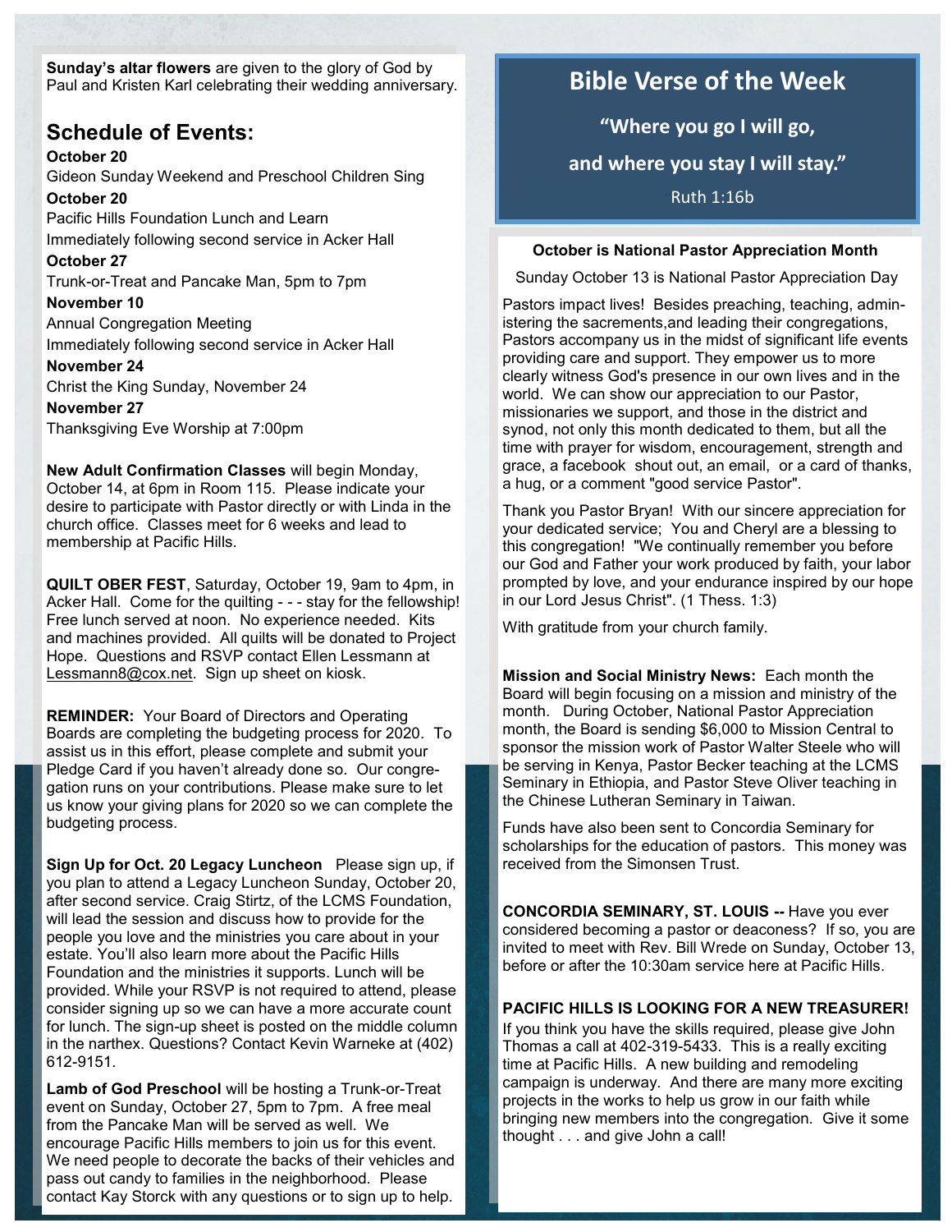**Sunday's altar flowers** are given to the glory of God by Paul and Kristen Karl celebrating their wedding anniversary.

## Schedule of Events:

**October 20**
Gideon Sunday Weekend and Preschool Children Sing

**October 20**
Pacific Hills Foundation Lunch and Learn
Immediately following second service in Acker Hall

**October 27**
Trunk-or-Treat and Pancake Man, 5pm to 7pm

**November 10**
Annual Congregation Meeting
Immediately following second service in Acker Hall

**November 24**
Christ the King Sunday, November 24

**November 27**
Thanksgiving Eve Worship at 7:00pm

**New Adult Confirmation Classes** will begin Monday, October 14, at 6pm in Room 115. Please indicate your desire to participate with Pastor directly or with Linda in the church office. Classes meet for 6 weeks and lead to membership at Pacific Hills.

**QUILT OBER FEST**, Saturday, October 19, 9am to 4pm, in Acker Hall. Come for the quilting - - - stay for the fellowship! Free lunch served at noon. No experience needed. Kits and machines provided. All quilts will be donated to Project Hope. Questions and RSVP contact Ellen Lessmann at Lessmann8@cox.net. Sign up sheet on kiosk.

**REMINDER:** Your Board of Directors and Operating Boards are completing the budgeting process for 2020. To assist us in this effort, please complete and submit your Pledge Card if you haven't already done so. Our congregation runs on your contributions. Please make sure to let us know your giving plans for 2020 so we can complete the budgeting process.

**Sign Up for Oct. 20 Legacy Luncheon** Please sign up, if you plan to attend a Legacy Luncheon Sunday, October 20, after second service. Craig Stirtz, of the LCMS Foundation, will lead the session and discuss how to provide for the people you love and the ministries you care about in your estate. You'll also learn more about the Pacific Hills Foundation and the ministries it supports. Lunch will be provided. While your RSVP is not required to attend, please consider signing up so we can have a more accurate count for lunch. The sign-up sheet is posted on the middle column in the narthex. Questions? Contact Kevin Warneke at (402) 612-9151.

**Lamb of God Preschool** will be hosting a Trunk-or-Treat event on Sunday, October 27, 5pm to 7pm. A free meal from the Pancake Man will be served as well. We encourage Pacific Hills members to join us for this event. We need people to decorate the backs of their vehicles and pass out candy to families in the neighborhood. Please contact Kay Storck with any questions or to sign up to help.

## Bible Verse of the Week

**"Where you go I will go,**

**and where you stay I will stay."**

Ruth 1:16b

**October is National Pastor Appreciation Month**

Sunday October 13 is National Pastor Appreciation Day

Pastors impact lives! Besides preaching, teaching, administering the sacrements,and leading their congregations, Pastors accompany us in the midst of significant life events providing care and support. They empower us to more clearly witness God's presence in our own lives and in the world. We can show our appreciation to our Pastor, missionaries we support, and those in the district and synod, not only this month dedicated to them, but all the time with prayer for wisdom, encouragement, strength and grace, a facebook shout out, an email, or a card of thanks, a hug, or a comment "good service Pastor".

Thank you Pastor Bryan! With our sincere appreciation for your dedicated service; You and Cheryl are a blessing to this congregation! "We continually remember you before our God and Father your work produced by faith, your labor prompted by love, and your endurance inspired by our hope in our Lord Jesus Christ". (1 Thess. 1:3)

With gratitude from your church family.

**Mission and Social Ministry News:** Each month the Board will begin focusing on a mission and ministry of the month. During October, National Pastor Appreciation month, the Board is sending $6,000 to Mission Central to sponsor the mission work of Pastor Walter Steele who will be serving in Kenya, Pastor Becker teaching at the LCMS Seminary in Ethiopia, and Pastor Steve Oliver teaching in the Chinese Lutheran Seminary in Taiwan.

Funds have also been sent to Concordia Seminary for scholarships for the education of pastors. This money was received from the Simonsen Trust.

**CONCORDIA SEMINARY, ST. LOUIS --** Have you ever considered becoming a pastor or deaconess? If so, you are invited to meet with Rev. Bill Wrede on Sunday, October 13, before or after the 10:30am service here at Pacific Hills.

**PACIFIC HILLS IS LOOKING FOR A NEW TREASURER!**

If you think you have the skills required, please give John Thomas a call at 402-319-5433. This is a really exciting time at Pacific Hills. A new building and remodeling campaign is underway. And there are many more exciting projects in the works to help us grow in our faith while bringing new members into the congregation. Give it some thought . . . and give John a call!